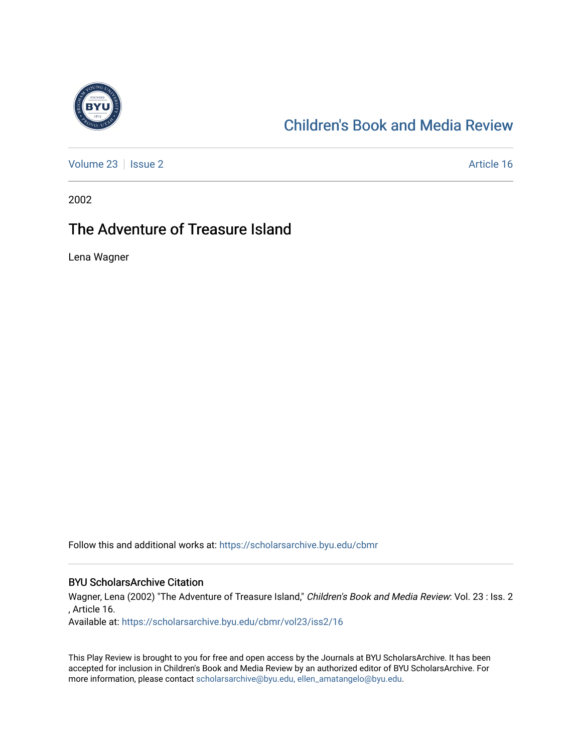# Children's Book and Media Review

Volume 23 | Issue 2 | Article 16

2002

## The Adventure of Treasure Island

Lena Wagner

Follow this and additional works at: https://scholarsarchive.byu.edu/cbmr

### BYU ScholarsArchive Citation

Wagner, Lena (2002) "The Adventure of Treasure Island," *Children's Book and Media Review*: Vol. 23 : Iss. 2 , Article 16.
Available at: https://scholarsarchive.byu.edu/cbmr/vol23/iss2/16

This Play Review is brought to you for free and open access by the Journals at BYU ScholarsArchive. It has been accepted for inclusion in Children's Book and Media Review by an authorized editor of BYU ScholarsArchive. For more information, please contact scholarsarchive@byu.edu, ellen_amatangelo@byu.edu.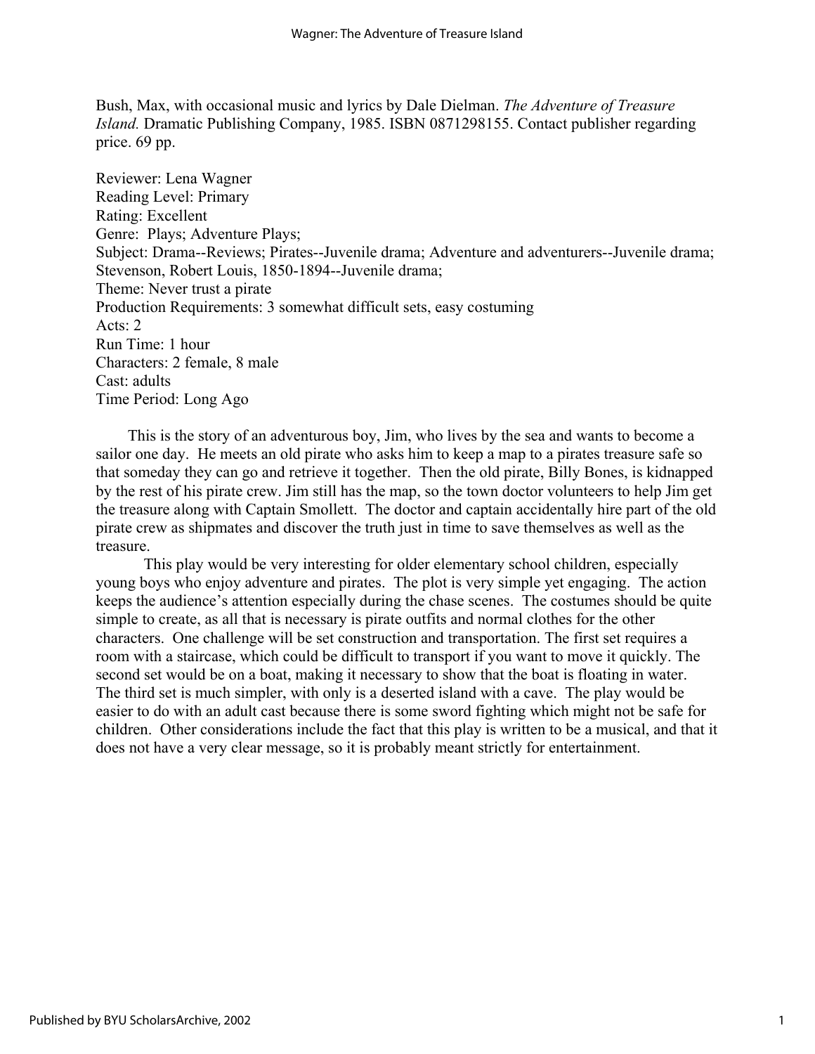Bush, Max, with occasional music and lyrics by Dale Dielman. *The Adventure of Treasure Island.* Dramatic Publishing Company, 1985. ISBN 0871298155. Contact publisher regarding price. 69 pp.

Reviewer: Lena Wagner
Reading Level: Primary
Rating: Excellent
Genre: Plays; Adventure Plays;
Subject: Drama--Reviews; Pirates--Juvenile drama; Adventure and adventurers--Juvenile drama; Stevenson, Robert Louis, 1850-1894--Juvenile drama;
Theme: Never trust a pirate
Production Requirements: 3 somewhat difficult sets, easy costuming
Acts: 2
Run Time: 1 hour
Characters: 2 female, 8 male
Cast: adults
Time Period: Long Ago

This is the story of an adventurous boy, Jim, who lives by the sea and wants to become a sailor one day. He meets an old pirate who asks him to keep a map to a pirates treasure safe so that someday they can go and retrieve it together. Then the old pirate, Billy Bones, is kidnapped by the rest of his pirate crew. Jim still has the map, so the town doctor volunteers to help Jim get the treasure along with Captain Smollett. The doctor and captain accidentally hire part of the old pirate crew as shipmates and discover the truth just in time to save themselves as well as the treasure.

This play would be very interesting for older elementary school children, especially young boys who enjoy adventure and pirates. The plot is very simple yet engaging. The action keeps the audience's attention especially during the chase scenes. The costumes should be quite simple to create, as all that is necessary is pirate outfits and normal clothes for the other characters. One challenge will be set construction and transportation. The first set requires a room with a staircase, which could be difficult to transport if you want to move it quickly. The second set would be on a boat, making it necessary to show that the boat is floating in water. The third set is much simpler, with only is a deserted island with a cave. The play would be easier to do with an adult cast because there is some sword fighting which might not be safe for children. Other considerations include the fact that this play is written to be a musical, and that it does not have a very clear message, so it is probably meant strictly for entertainment.